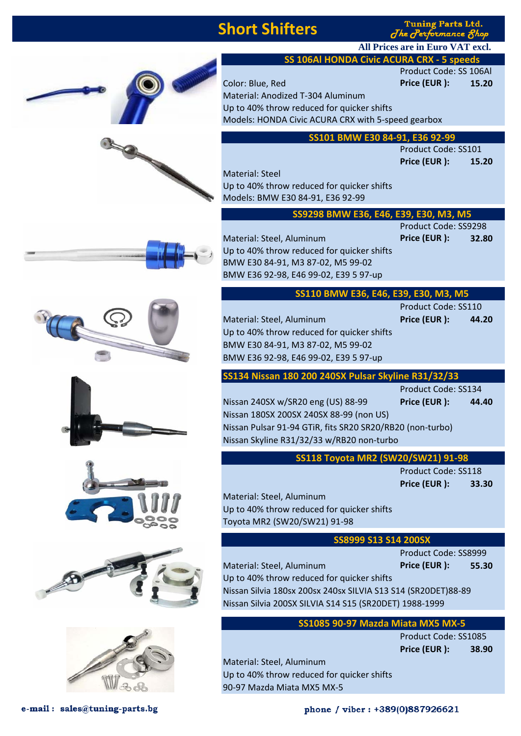# Short Shifters

Tuning Parts Ltd.
*The Performance Shop*

**All Prices are in Euro VAT excl.**

## SS 106Al HONDA Civic ACURA CRX - 5 speeds

Product Code: SS 106Al
**Price (EUR ):** 15.20

Color: Blue, Red
Material: Anodized T-304 Aluminum
Up to 40% throw reduced for quicker shifts
Models: HONDA Civic ACURA CRX with 5-speed gearbox

## SS101 BMW E30 84-91, E36 92-99

Product Code: SS101
**Price (EUR ):** 15.20

Material: Steel
Up to 40% throw reduced for quicker shifts
Models: BMW E30 84-91, E36 92-99

## SS9298 BMW E36, E46, E39, E30, M3, M5

Product Code: SS9298
**Price (EUR ):** 32.80

Material: Steel, Aluminum
Up to 40% throw reduced for quicker shifts
BMW E30 84-91, M3 87-02, M5 99-02
BMW E36 92-98, E46 99-02, E39 5 97-up

## SS110 BMW E36, E46, E39, E30, M3, M5

Product Code: SS110
**Price (EUR ):** 44.20

Material: Steel, Aluminum
Up to 40% throw reduced for quicker shifts
BMW E30 84-91, M3 87-02, M5 99-02
BMW E36 92-98, E46 99-02, E39 5 97-up

## SS134 Nissan 180 200 240SX Pulsar Skyline R31/32/33

Product Code: SS134
**Price (EUR ):** 44.40

Nissan 240SX w/SR20 eng (US) 88-99
Nissan 180SX 200SX 240SX 88-99 (non US)
Nissan Pulsar 91-94 GTiR, fits SR20 SR20/RB20 (non-turbo)
Nissan Skyline R31/32/33 w/RB20 non-turbo

## SS118 Toyota MR2 (SW20/SW21) 91-98

Product Code: SS118
**Price (EUR ):** 33.30

Material: Steel, Aluminum
Up to 40% throw reduced for quicker shifts
Toyota MR2 (SW20/SW21) 91-98

## SS8999 S13 S14 200SX

Product Code: SS8999
**Price (EUR ):** 55.30

Material: Steel, Aluminum
Up to 40% throw reduced for quicker shifts
Nissan Silvia 180sx 200sx 240sx SILVIA S13 S14 (SR20DET)88-89
Nissan Silvia 200SX SILVIA S14 S15 (SR20DET) 1988-1999

## SS1085 90-97 Mazda Miata MX5 MX-5

Product Code: SS1085
**Price (EUR ):** 38.90

Material: Steel, Aluminum
Up to 40% throw reduced for quicker shifts
90-97 Mazda Miata MX5 MX-5

**e-mail : sales@tuning-parts.bg**

**phone / viber : +389(0)887926621**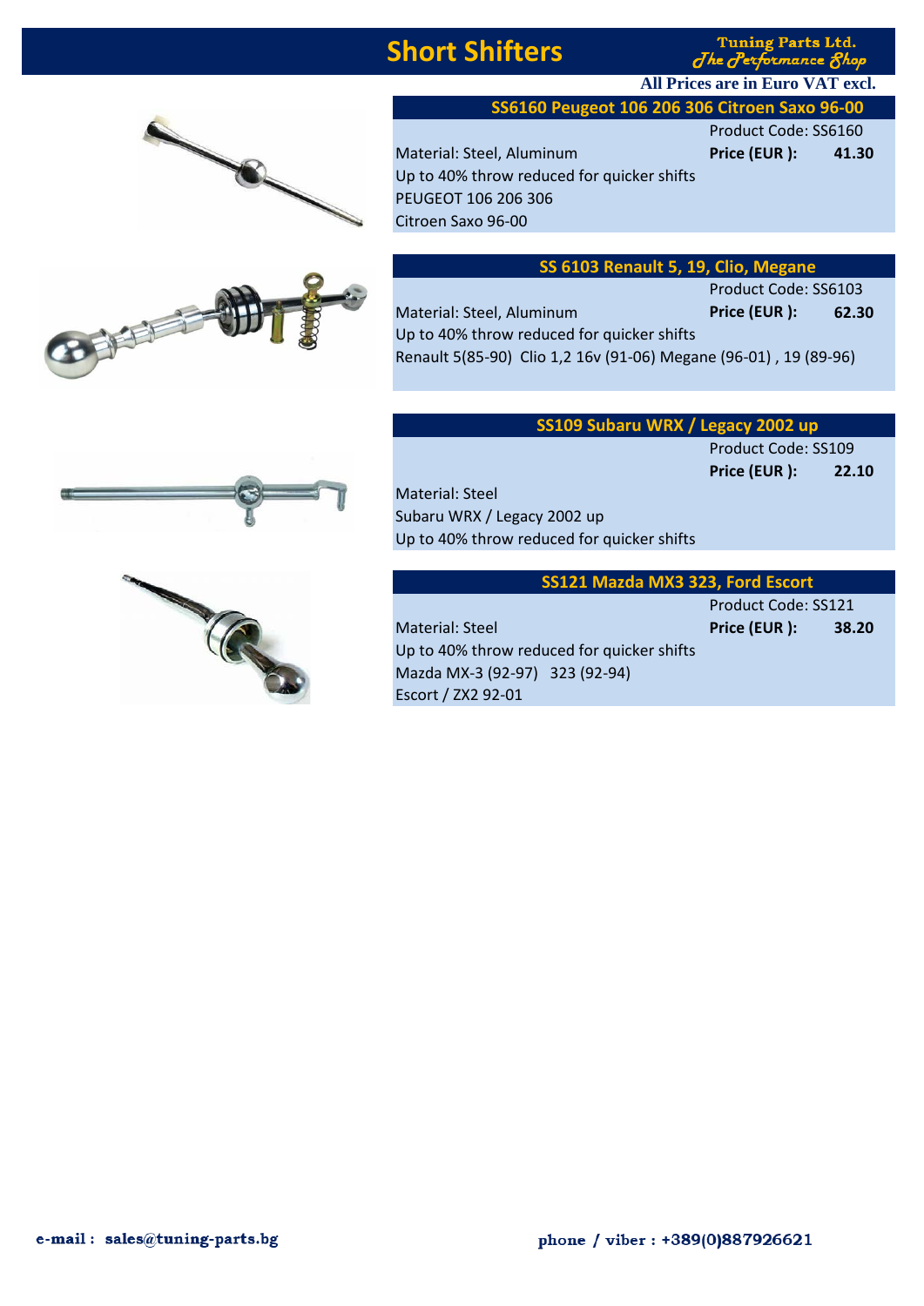# Short Shifters

Tuning Parts Ltd.
*The Performance Shop*

**All Prices are in Euro VAT excl.**

## SS6160 Peugeot 106 206 306 Citroen Saxo 96-00

Product Code: SS6160

Material: Steel, Aluminum — **Price (EUR ): 41.30**

Up to 40% throw reduced for quicker shifts

PEUGEOT 106 206 306

Citroen Saxo 96-00

## SS 6103 Renault 5, 19, Clio, Megane

Product Code: SS6103

Material: Steel, Aluminum — **Price (EUR ): 62.30**

Up to 40% throw reduced for quicker shifts

Renault 5(85-90) Clio 1,2 16v (91-06) Megane (96-01) , 19 (89-96)

## SS109 Subaru WRX / Legacy 2002 up

Product Code: SS109

**Price (EUR ): 22.10**

Material: Steel

Subaru WRX / Legacy 2002 up

Up to 40% throw reduced for quicker shifts

## SS121 Mazda MX3 323, Ford Escort

Product Code: SS121

Material: Steel — **Price (EUR ): 38.20**

Up to 40% throw reduced for quicker shifts

Mazda MX-3 (92-97) 323 (92-94)

Escort / ZX2 92-01

e-mail : sales@tuning-parts.bg

phone / viber : +389(0)887926621